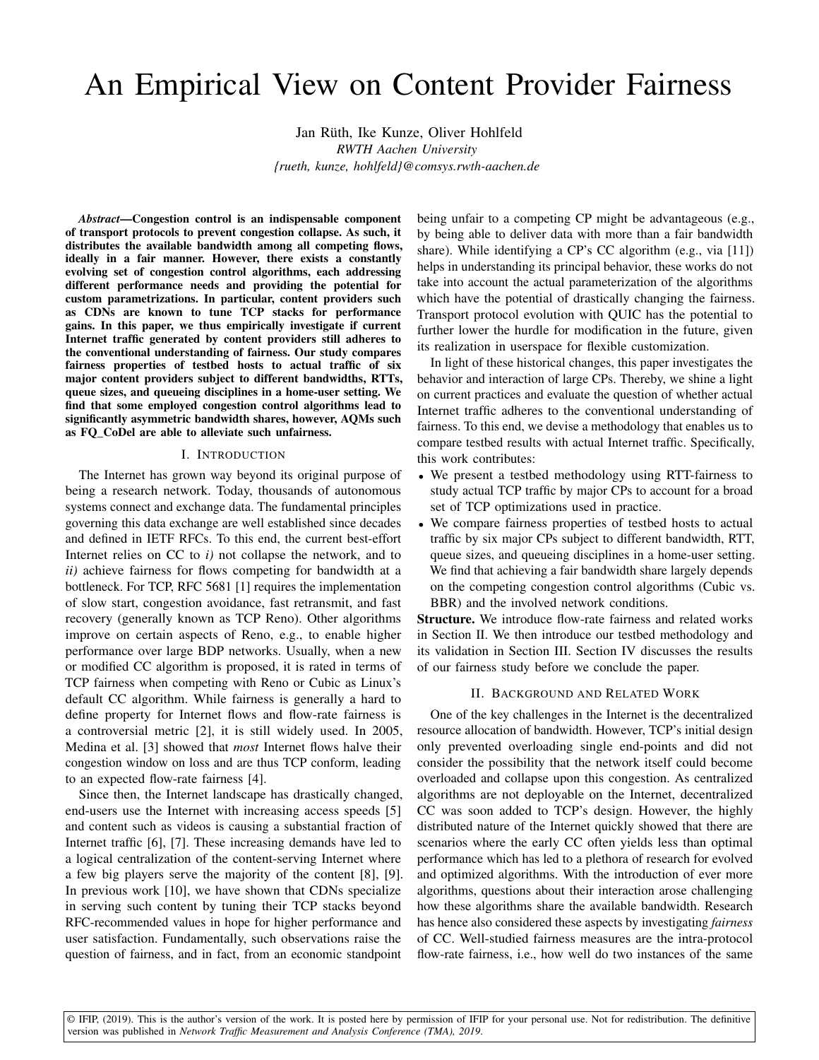# An Empirical View on Content Provider Fairness

Jan Rüth, Ike Kunze, Oliver Hohlfeld
*RWTH Aachen University*
*{rueth, kunze, hohlfeld}@comsys.rwth-aachen.de*

***Abstract*—Congestion control is an indispensable component of transport protocols to prevent congestion collapse. As such, it distributes the available bandwidth among all competing flows, ideally in a fair manner. However, there exists a constantly evolving set of congestion control algorithms, each addressing different performance needs and providing the potential for custom parametrizations. In particular, content providers such as CDNs are known to tune TCP stacks for performance gains. In this paper, we thus empirically investigate if current Internet traffic generated by content providers still adheres to the conventional understanding of fairness. Our study compares fairness properties of testbed hosts to actual traffic of six major content providers subject to different bandwidths, RTTs, queue sizes, and queueing disciplines in a home-user setting. We find that some employed congestion control algorithms lead to significantly asymmetric bandwidth shares, however, AQMs such as FQ_CoDel are able to alleviate such unfairness.**

## I. Introduction

The Internet has grown way beyond its original purpose of being a research network. Today, thousands of autonomous systems connect and exchange data. The fundamental principles governing this data exchange are well established since decades and defined in IETF RFCs. To this end, the current best-effort Internet relies on CC to *i)* not collapse the network, and to *ii)* achieve fairness for flows competing for bandwidth at a bottleneck. For TCP, RFC 5681 [1] requires the implementation of slow start, congestion avoidance, fast retransmit, and fast recovery (generally known as TCP Reno). Other algorithms improve on certain aspects of Reno, e.g., to enable higher performance over large BDP networks. Usually, when a new or modified CC algorithm is proposed, it is rated in terms of TCP fairness when competing with Reno or Cubic as Linux's default CC algorithm. While fairness is generally a hard to define property for Internet flows and flow-rate fairness is a controversial metric [2], it is still widely used. In 2005, Medina et al. [3] showed that *most* Internet flows halve their congestion window on loss and are thus TCP conform, leading to an expected flow-rate fairness [4].

Since then, the Internet landscape has drastically changed, end-users use the Internet with increasing access speeds [5] and content such as videos is causing a substantial fraction of Internet traffic [6], [7]. These increasing demands have led to a logical centralization of the content-serving Internet where a few big players serve the majority of the content [8], [9]. In previous work [10], we have shown that CDNs specialize in serving such content by tuning their TCP stacks beyond RFC-recommended values in hope for higher performance and user satisfaction. Fundamentally, such observations raise the question of fairness, and in fact, from an economic standpoint being unfair to a competing CP might be advantageous (e.g., by being able to deliver data with more than a fair bandwidth share). While identifying a CP's CC algorithm (e.g., via [11]) helps in understanding its principal behavior, these works do not take into account the actual parameterization of the algorithms which have the potential of drastically changing the fairness. Transport protocol evolution with QUIC has the potential to further lower the hurdle for modification in the future, given its realization in userspace for flexible customization.

In light of these historical changes, this paper investigates the behavior and interaction of large CPs. Thereby, we shine a light on current practices and evaluate the question of whether actual Internet traffic adheres to the conventional understanding of fairness. To this end, we devise a methodology that enables us to compare testbed results with actual Internet traffic. Specifically, this work contributes:

- We present a testbed methodology using RTT-fairness to study actual TCP traffic by major CPs to account for a broad set of TCP optimizations used in practice.
- We compare fairness properties of testbed hosts to actual traffic by six major CPs subject to different bandwidth, RTT, queue sizes, and queueing disciplines in a home-user setting. We find that achieving a fair bandwidth share largely depends on the competing congestion control algorithms (Cubic vs. BBR) and the involved network conditions.

**Structure.** We introduce flow-rate fairness and related works in Section II. We then introduce our testbed methodology and its validation in Section III. Section IV discusses the results of our fairness study before we conclude the paper.

## II. Background and Related Work

One of the key challenges in the Internet is the decentralized resource allocation of bandwidth. However, TCP's initial design only prevented overloading single end-points and did not consider the possibility that the network itself could become overloaded and collapse upon this congestion. As centralized algorithms are not deployable on the Internet, decentralized CC was soon added to TCP's design. However, the highly distributed nature of the Internet quickly showed that there are scenarios where the early CC often yields less than optimal performance which has led to a plethora of research for evolved and optimized algorithms. With the introduction of ever more algorithms, questions about their interaction arose challenging how these algorithms share the available bandwidth. Research has hence also considered these aspects by investigating *fairness* of CC. Well-studied fairness measures are the intra-protocol flow-rate fairness, i.e., how well do two instances of the same

© IFIP, (2019). This is the author's version of the work. It is posted here by permission of IFIP for your personal use. Not for redistribution. The definitive version was published in *Network Traffic Measurement and Analysis Conference (TMA), 2019*.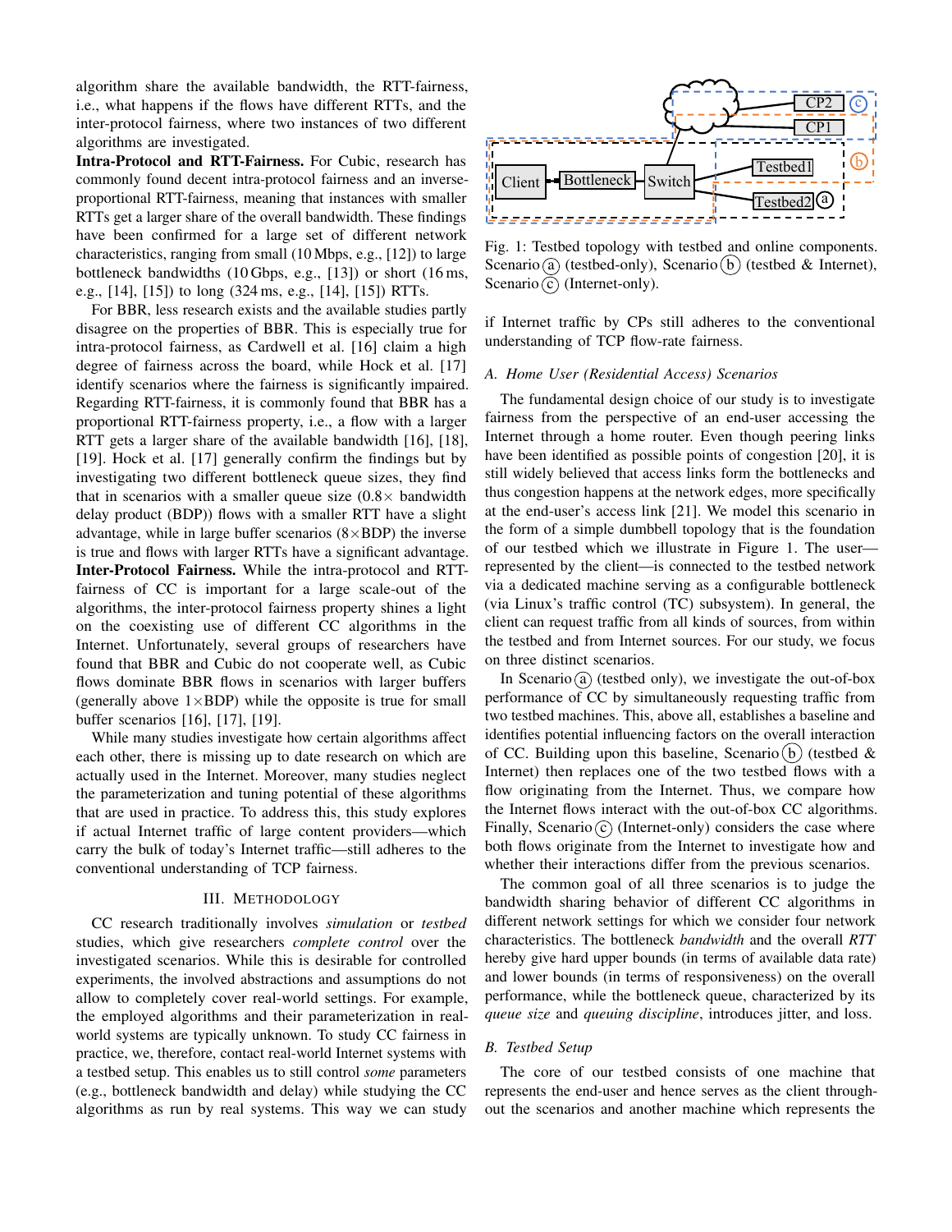algorithm share the available bandwidth, the RTT-fairness, i.e., what happens if the flows have different RTTs, and the inter-protocol fairness, where two instances of two different algorithms are investigated.

**Intra-Protocol and RTT-Fairness.** For Cubic, research has commonly found decent intra-protocol fairness and an inverse-proportional RTT-fairness, meaning that instances with smaller RTTs get a larger share of the overall bandwidth. These findings have been confirmed for a large set of different network characteristics, ranging from small (10 Mbps, e.g., [12]) to large bottleneck bandwidths (10 Gbps, e.g., [13]) or short (16 ms, e.g., [14], [15]) to long (324 ms, e.g., [14], [15]) RTTs.

For BBR, less research exists and the available studies partly disagree on the properties of BBR. This is especially true for intra-protocol fairness, as Cardwell et al. [16] claim a high degree of fairness across the board, while Hock et al. [17] identify scenarios where the fairness is significantly impaired. Regarding RTT-fairness, it is commonly found that BBR has a proportional RTT-fairness property, i.e., a flow with a larger RTT gets a larger share of the available bandwidth [16], [18], [19]. Hock et al. [17] generally confirm the findings but by investigating two different bottleneck queue sizes, they find that in scenarios with a smaller queue size ($0.8\times$ bandwidth delay product (BDP)) flows with a smaller RTT have a slight advantage, while in large buffer scenarios ($8\times$BDP) the inverse is true and flows with larger RTTs have a significant advantage.

**Inter-Protocol Fairness.** While the intra-protocol and RTT-fairness of CC is important for a large scale-out of the algorithms, the inter-protocol fairness property shines a light on the coexisting use of different CC algorithms in the Internet. Unfortunately, several groups of researchers have found that BBR and Cubic do not cooperate well, as Cubic flows dominate BBR flows in scenarios with larger buffers (generally above $1\times$BDP) while the opposite is true for small buffer scenarios [16], [17], [19].

While many studies investigate how certain algorithms affect each other, there is missing up to date research on which are actually used in the Internet. Moreover, many studies neglect the parameterization and tuning potential of these algorithms that are used in practice. To address this, this study explores if actual Internet traffic of large content providers—which carry the bulk of today's Internet traffic—still adheres to the conventional understanding of TCP fairness.

## III. Methodology

CC research traditionally involves *simulation* or *testbed* studies, which give researchers *complete control* over the investigated scenarios. While this is desirable for controlled experiments, the involved abstractions and assumptions do not allow to completely cover real-world settings. For example, the employed algorithms and their parameterization in real-world systems are typically unknown. To study CC fairness in practice, we, therefore, contact real-world Internet systems with a testbed setup. This enables us to still control *some* parameters (e.g., bottleneck bandwidth and delay) while studying the CC algorithms as run by real systems. This way we can study if Internet traffic by CPs still adheres to the conventional understanding of TCP flow-rate fairness.

Fig. 1: Testbed topology with testbed and online components. Scenario (a) (testbed-only), Scenario (b) (testbed & Internet), Scenario (c) (Internet-only).

### A. Home User (Residential Access) Scenarios

The fundamental design choice of our study is to investigate fairness from the perspective of an end-user accessing the Internet through a home router. Even though peering links have been identified as possible points of congestion [20], it is still widely believed that access links form the bottlenecks and thus congestion happens at the network edges, more specifically at the end-user's access link [21]. We model this scenario in the form of a simple dumbbell topology that is the foundation of our testbed which we illustrate in Figure 1. The user—represented by the client—is connected to the testbed network via a dedicated machine serving as a configurable bottleneck (via Linux's traffic control (TC) subsystem). In general, the client can request traffic from all kinds of sources, from within the testbed and from Internet sources. For our study, we focus on three distinct scenarios.

In Scenario (a) (testbed only), we investigate the out-of-box performance of CC by simultaneously requesting traffic from two testbed machines. This, above all, establishes a baseline and identifies potential influencing factors on the overall interaction of CC. Building upon this baseline, Scenario (b) (testbed & Internet) then replaces one of the two testbed flows with a flow originating from the Internet. Thus, we compare how the Internet flows interact with the out-of-box CC algorithms. Finally, Scenario (c) (Internet-only) considers the case where both flows originate from the Internet to investigate how and whether their interactions differ from the previous scenarios.

The common goal of all three scenarios is to judge the bandwidth sharing behavior of different CC algorithms in different network settings for which we consider four network characteristics. The bottleneck *bandwidth* and the overall *RTT* hereby give hard upper bounds (in terms of available data rate) and lower bounds (in terms of responsiveness) on the overall performance, while the bottleneck queue, characterized by its *queue size* and *queuing discipline*, introduces jitter, and loss.

### B. Testbed Setup

The core of our testbed consists of one machine that represents the end-user and hence serves as the client throughout the scenarios and another machine which represents the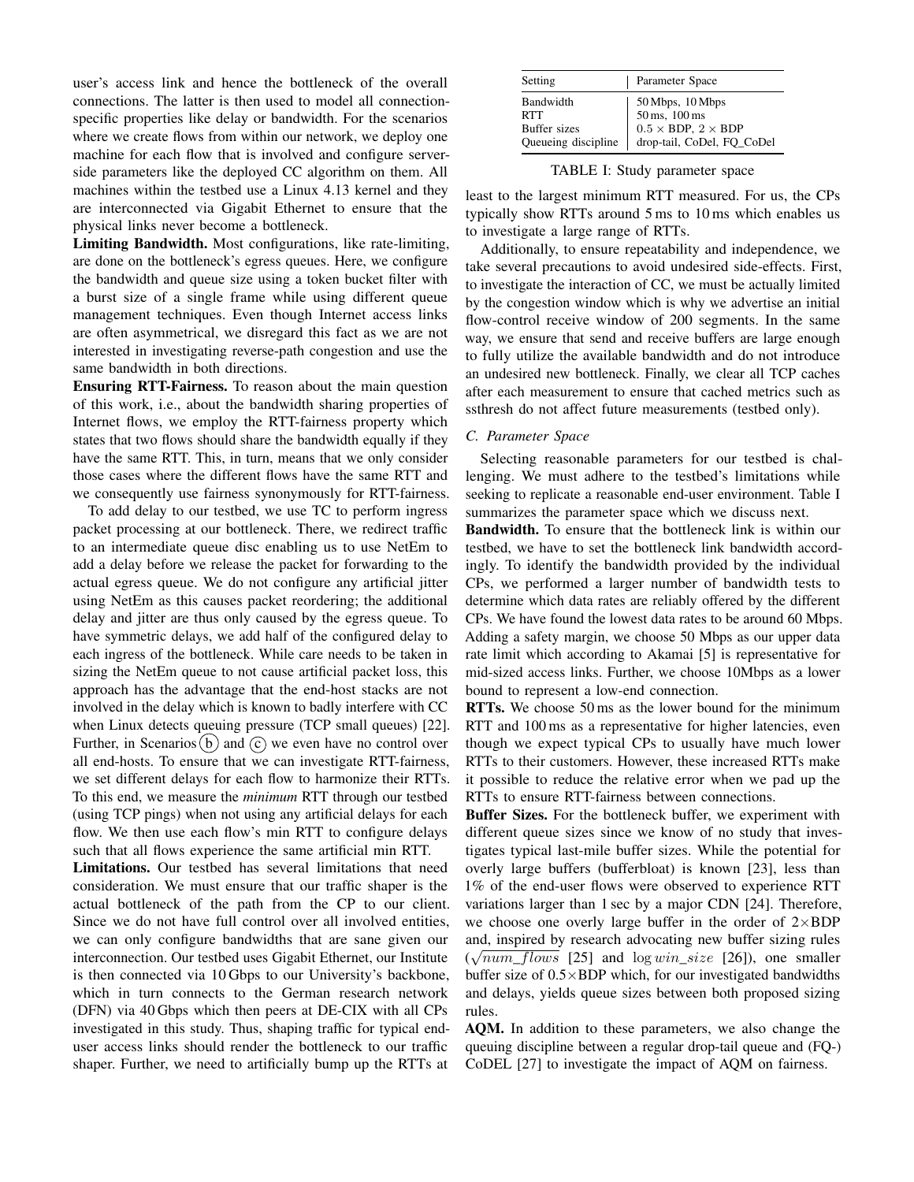user's access link and hence the bottleneck of the overall connections. The latter is then used to model all connection-specific properties like delay or bandwidth. For the scenarios where we create flows from within our network, we deploy one machine for each flow that is involved and configure server-side parameters like the deployed CC algorithm on them. All machines within the testbed use a Linux 4.13 kernel and they are interconnected via Gigabit Ethernet to ensure that the physical links never become a bottleneck.

**Limiting Bandwidth.** Most configurations, like rate-limiting, are done on the bottleneck's egress queues. Here, we configure the bandwidth and queue size using a token bucket filter with a burst size of a single frame while using different queue management techniques. Even though Internet access links are often asymmetrical, we disregard this fact as we are not interested in investigating reverse-path congestion and use the same bandwidth in both directions.

**Ensuring RTT-Fairness.** To reason about the main question of this work, i.e., about the bandwidth sharing properties of Internet flows, we employ the RTT-fairness property which states that two flows should share the bandwidth equally if they have the same RTT. This, in turn, means that we only consider those cases where the different flows have the same RTT and we consequently use fairness synonymously for RTT-fairness.

To add delay to our testbed, we use TC to perform ingress packet processing at our bottleneck. There, we redirect traffic to an intermediate queue disc enabling us to use NetEm to add a delay before we release the packet for forwarding to the actual egress queue. We do not configure any artificial jitter using NetEm as this causes packet reordering; the additional delay and jitter are thus only caused by the egress queue. To have symmetric delays, we add half of the configured delay to each ingress of the bottleneck. While care needs to be taken in sizing the NetEm queue to not cause artificial packet loss, this approach has the advantage that the end-host stacks are not involved in the delay which is known to badly interfere with CC when Linux detects queuing pressure (TCP small queues) [22]. Further, in Scenarios (b) and (c) we even have no control over all end-hosts. To ensure that we can investigate RTT-fairness, we set different delays for each flow to harmonize their RTTs. To this end, we measure the *minimum* RTT through our testbed (using TCP pings) when not using any artificial delays for each flow. We then use each flow's min RTT to configure delays such that all flows experience the same artificial min RTT.

**Limitations.** Our testbed has several limitations that need consideration. We must ensure that our traffic shaper is the actual bottleneck of the path from the CP to our client. Since we do not have full control over all involved entities, we can only configure bandwidths that are sane given our interconnection. Our testbed uses Gigabit Ethernet, our Institute is then connected via 10 Gbps to our University's backbone, which in turn connects to the German research network (DFN) via 40 Gbps which then peers at DE-CIX with all CPs investigated in this study. Thus, shaping traffic for typical end-user access links should render the bottleneck to our traffic shaper. Further, we need to artificially bump up the RTTs at least to the largest minimum RTT measured. For us, the CPs typically show RTTs around 5 ms to 10 ms which enables us to investigate a large range of RTTs.

| Setting | Parameter Space |
|---|---|
| Bandwidth | 50 Mbps, 10 Mbps |
| RTT | 50 ms, 100 ms |
| Buffer sizes | $0.5 \times$ BDP, $2 \times$ BDP |
| Queueing discipline | drop-tail, CoDel, FQ_CoDel |

TABLE I: Study parameter space

Additionally, to ensure repeatability and independence, we take several precautions to avoid undesired side-effects. First, to investigate the interaction of CC, we must be actually limited by the congestion window which is why we advertise an initial flow-control receive window of 200 segments. In the same way, we ensure that send and receive buffers are large enough to fully utilize the available bandwidth and do not introduce an undesired new bottleneck. Finally, we clear all TCP caches after each measurement to ensure that cached metrics such as ssthresh do not affect future measurements (testbed only).

### C. Parameter Space

Selecting reasonable parameters for our testbed is challenging. We must adhere to the testbed's limitations while seeking to replicate a reasonable end-user environment. Table I summarizes the parameter space which we discuss next.

**Bandwidth.** To ensure that the bottleneck link is within our testbed, we have to set the bottleneck link bandwidth accordingly. To identify the bandwidth provided by the individual CPs, we performed a larger number of bandwidth tests to determine which data rates are reliably offered by the different CPs. We have found the lowest data rates to be around 60 Mbps. Adding a safety margin, we choose 50 Mbps as our upper data rate limit which according to Akamai [5] is representative for mid-sized access links. Further, we choose 10Mbps as a lower bound to represent a low-end connection.

**RTTs.** We choose 50 ms as the lower bound for the minimum RTT and 100 ms as a representative for higher latencies, even though we expect typical CPs to usually have much lower RTTs to their customers. However, these increased RTTs make it possible to reduce the relative error when we pad up the RTTs to ensure RTT-fairness between connections.

**Buffer Sizes.** For the bottleneck buffer, we experiment with different queue sizes since we know of no study that investigates typical last-mile buffer sizes. While the potential for overly large buffers (bufferbloat) is known [23], less than 1% of the end-user flows were observed to experience RTT variations larger than 1 sec by a major CDN [24]. Therefore, we choose one overly large buffer in the order of $2\times$BDP and, inspired by research advocating new buffer sizing rules ($\sqrt{num\_flows}$ [25] and $\log win\_size$ [26]), one smaller buffer size of $0.5\times$BDP which, for our investigated bandwidths and delays, yields queue sizes between both proposed sizing rules.

**AQM.** In addition to these parameters, we also change the queuing discipline between a regular drop-tail queue and (FQ-)CoDEL [27] to investigate the impact of AQM on fairness.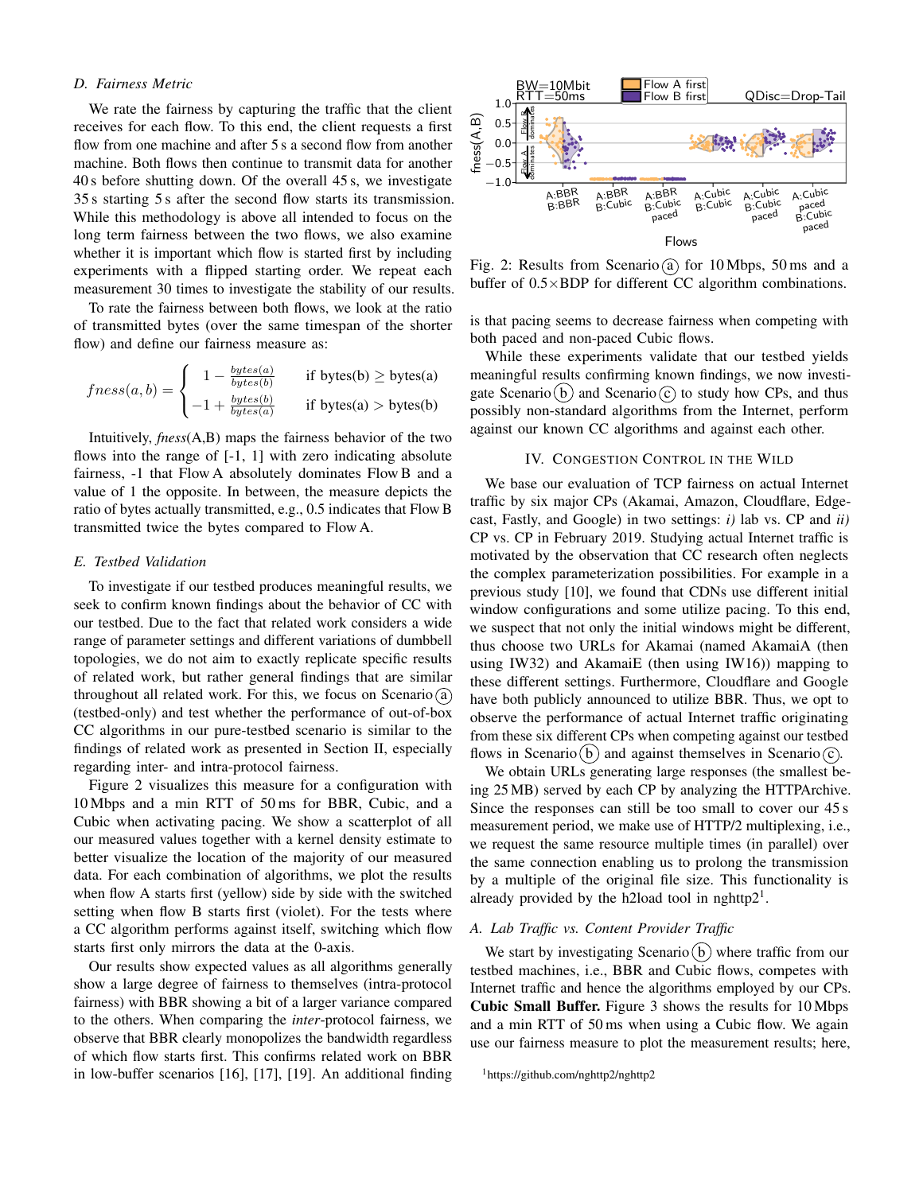### D. Fairness Metric

We rate the fairness by capturing the traffic that the client receives for each flow. To this end, the client requests a first flow from one machine and after 5 s a second flow from another machine. Both flows then continue to transmit data for another 40 s before shutting down. Of the overall 45 s, we investigate 35 s starting 5 s after the second flow starts its transmission. While this methodology is above all intended to focus on the long term fairness between the two flows, we also examine whether it is important which flow is started first by including experiments with a flipped starting order. We repeat each measurement 30 times to investigate the stability of our results.

To rate the fairness between both flows, we look at the ratio of transmitted bytes (over the same timespan of the shorter flow) and define our fairness measure as:

$$fness(a,b) = \begin{cases} 1 - \frac{bytes(a)}{bytes(b)} & \text{if bytes(b)} \geq \text{bytes(a)} \\ -1 + \frac{bytes(b)}{bytes(a)} & \text{if bytes(a)} > \text{bytes(b)} \end{cases}$$

Intuitively, *fness*(A,B) maps the fairness behavior of the two flows into the range of [-1, 1] with zero indicating absolute fairness, -1 that Flow A absolutely dominates Flow B and a value of 1 the opposite. In between, the measure depicts the ratio of bytes actually transmitted, e.g., 0.5 indicates that Flow B transmitted twice the bytes compared to Flow A.

### E. Testbed Validation

To investigate if our testbed produces meaningful results, we seek to confirm known findings about the behavior of CC with our testbed. Due to the fact that related work considers a wide range of parameter settings and different variations of dumbbell topologies, we do not aim to exactly replicate specific results of related work, but rather general findings that are similar throughout all related work. For this, we focus on Scenario (a) (testbed-only) and test whether the performance of out-of-box CC algorithms in our pure-testbed scenario is similar to the findings of related work as presented in Section II, especially regarding inter- and intra-protocol fairness.

Figure 2 visualizes this measure for a configuration with 10 Mbps and a min RTT of 50 ms for BBR, Cubic, and a Cubic when activating pacing. We show a scatterplot of all our measured values together with a kernel density estimate to better visualize the location of the majority of our measured data. For each combination of algorithms, we plot the results when flow A starts first (yellow) side by side with the switched setting when flow B starts first (violet). For the tests where a CC algorithm performs against itself, switching which flow starts first only mirrors the data at the 0-axis.

Our results show expected values as all algorithms generally show a large degree of fairness to themselves (intra-protocol fairness) with BBR showing a bit of a larger variance compared to the others. When comparing the *inter*-protocol fairness, we observe that BBR clearly monopolizes the bandwidth regardless of which flow starts first. This confirms related work on BBR in low-buffer scenarios [16], [17], [19]. An additional finding is that pacing seems to decrease fairness when competing with both paced and non-paced Cubic flows.

Fig. 2: Results from Scenario (a) for 10 Mbps, 50 ms and a buffer of 0.5×BDP for different CC algorithm combinations.

While these experiments validate that our testbed yields meaningful results confirming known findings, we now investigate Scenario (b) and Scenario (c) to study how CPs, and thus possibly non-standard algorithms from the Internet, perform against our known CC algorithms and against each other.

## IV. Congestion Control in the Wild

We base our evaluation of TCP fairness on actual Internet traffic by six major CPs (Akamai, Amazon, Cloudflare, Edgecast, Fastly, and Google) in two settings: *i)* lab vs. CP and *ii)* CP vs. CP in February 2019. Studying actual Internet traffic is motivated by the observation that CC research often neglects the complex parameterization possibilities. For example in a previous study [10], we found that CDNs use different initial window configurations and some utilize pacing. To this end, we suspect that not only the initial windows might be different, thus choose two URLs for Akamai (named AkamaiA (then using IW32) and AkamaiE (then using IW16)) mapping to these different settings. Furthermore, Cloudflare and Google have both publicly announced to utilize BBR. Thus, we opt to observe the performance of actual Internet traffic originating from these six different CPs when competing against our testbed flows in Scenario (b) and against themselves in Scenario (c).

We obtain URLs generating large responses (the smallest being 25 MB) served by each CP by analyzing the HTTPArchive. Since the responses can still be too small to cover our 45 s measurement period, we make use of HTTP/2 multiplexing, i.e., we request the same resource multiple times (in parallel) over the same connection enabling us to prolong the transmission by a multiple of the original file size. This functionality is already provided by the h2load tool in nghttp2[1].

### A. Lab Traffic vs. Content Provider Traffic

We start by investigating Scenario (b) where traffic from our testbed machines, i.e., BBR and Cubic flows, competes with Internet traffic and hence the algorithms employed by our CPs. **Cubic Small Buffer.** Figure 3 shows the results for 10 Mbps and a min RTT of 50 ms when using a Cubic flow. We again use our fairness measure to plot the measurement results; here,

[1] https://github.com/nghttp2/nghttp2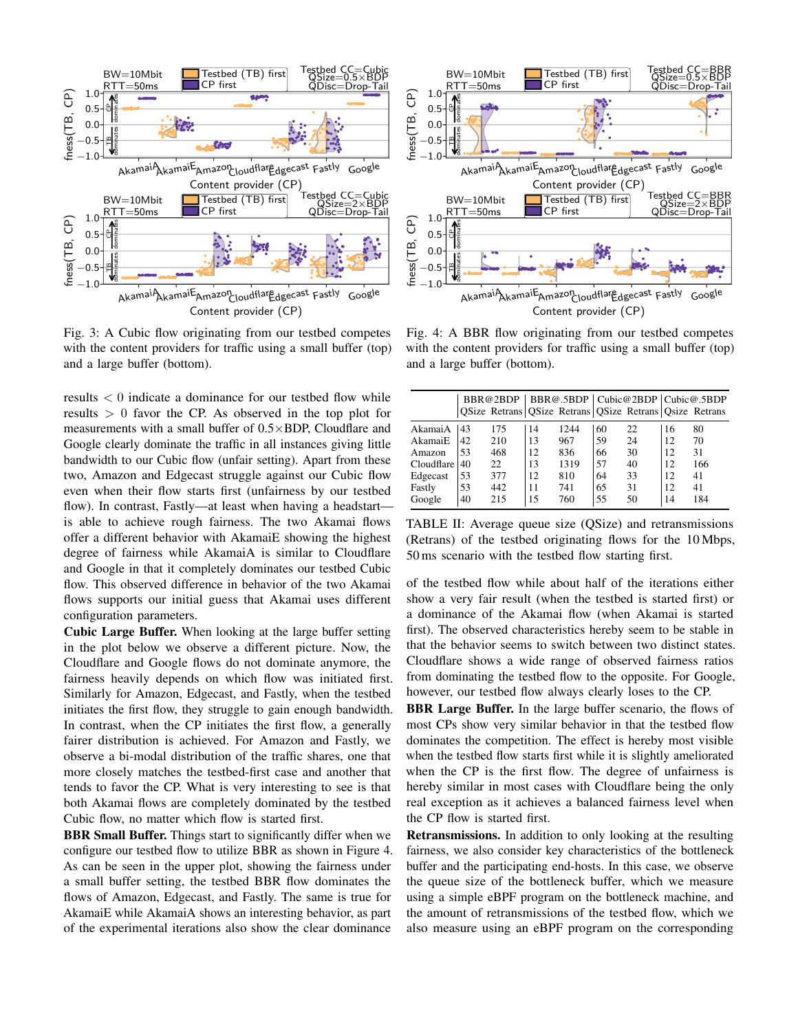Fig. 3: A Cubic flow originating from our testbed competes with the content providers for traffic using a small buffer (top) and a large buffer (bottom).

Fig. 4: A BBR flow originating from our testbed competes with the content providers for traffic using a small buffer (top) and a large buffer (bottom).

results $< 0$ indicate a dominance for our testbed flow while results $> 0$ favor the CP. As observed in the top plot for measurements with a small buffer of $0.5\times$BDP, Cloudflare and Google clearly dominate the traffic in all instances giving little bandwidth to our Cubic flow (unfair setting). Apart from these two, Amazon and Edgecast struggle against our Cubic flow even when their flow starts first (unfairness by our testbed flow). In contrast, Fastly—at least when having a headstart—is able to achieve rough fairness. The two Akamai flows offer a different behavior with AkamaiE showing the highest degree of fairness while AkamaiA is similar to Cloudflare and Google in that it completely dominates our testbed Cubic flow. This observed difference in behavior of the two Akamai flows supports our initial guess that Akamai uses different configuration parameters.

**Cubic Large Buffer.** When looking at the large buffer setting in the plot below we observe a different picture. Now, the Cloudflare and Google flows do not dominate anymore, the fairness heavily depends on which flow was initiated first. Similarly for Amazon, Edgecast, and Fastly, when the testbed initiates the first flow, they struggle to gain enough bandwidth. In contrast, when the CP initiates the first flow, a generally fairer distribution is achieved. For Amazon and Fastly, we observe a bi-modal distribution of the traffic shares, one that more closely matches the testbed-first case and another that tends to favor the CP. What is very interesting to see is that both Akamai flows are completely dominated by the testbed Cubic flow, no matter which flow is started first.

**BBR Small Buffer.** Things start to significantly differ when we configure our testbed flow to utilize BBR as shown in Figure 4. As can be seen in the upper plot, showing the fairness under a small buffer setting, the testbed BBR flow dominates the flows of Amazon, Edgecast, and Fastly. The same is true for AkamaiE while AkamaiA shows an interesting behavior, as part of the experimental iterations also show the clear dominance

| | BBR@2BDP | | BBR@.5BDP | | Cubic@2BDP | | Cubic@.5BDP | |
|---|---|---|---|---|---|---|---|---|
| | QSize | Retrans | QSize | Retrans | QSize | Retrans | Qsize | Retrans |
| AkamaiA | 43 | 175 | 14 | 1244 | 60 | 22 | 16 | 80 |
| AkamaiE | 42 | 210 | 13 | 967 | 59 | 24 | 12 | 70 |
| Amazon | 53 | 468 | 12 | 836 | 66 | 30 | 12 | 31 |
| Cloudflare | 40 | 22 | 13 | 1319 | 57 | 40 | 12 | 166 |
| Edgecast | 53 | 377 | 12 | 810 | 64 | 33 | 12 | 41 |
| Fastly | 53 | 442 | 11 | 741 | 65 | 31 | 12 | 41 |
| Google | 40 | 215 | 15 | 760 | 55 | 50 | 14 | 184 |

TABLE II: Average queue size (QSize) and retransmissions (Retrans) of the testbed originating flows for the 10 Mbps, 50 ms scenario with the testbed flow starting first.

of the testbed flow while about half of the iterations either show a very fair result (when the testbed is started first) or a dominance of the Akamai flow (when Akamai is started first). The observed characteristics hereby seem to be stable in that the behavior seems to switch between two distinct states. Cloudflare shows a wide range of observed fairness ratios from dominating the testbed flow to the opposite. For Google, however, our testbed flow always clearly loses to the CP.

**BBR Large Buffer.** In the large buffer scenario, the flows of most CPs show very similar behavior in that the testbed flow dominates the competition. The effect is hereby most visible when the testbed flow starts first while it is slightly ameliorated when the CP is the first flow. The degree of unfairness is hereby similar in most cases with Cloudflare being the only real exception as it achieves a balanced fairness level when the CP flow is started first.

**Retransmissions.** In addition to only looking at the resulting fairness, we also consider key characteristics of the bottleneck buffer and the participating end-hosts. In this case, we observe the queue size of the bottleneck buffer, which we measure using a simple eBPF program on the bottleneck machine, and the amount of retransmissions of the testbed flow, which we also measure using an eBPF program on the corresponding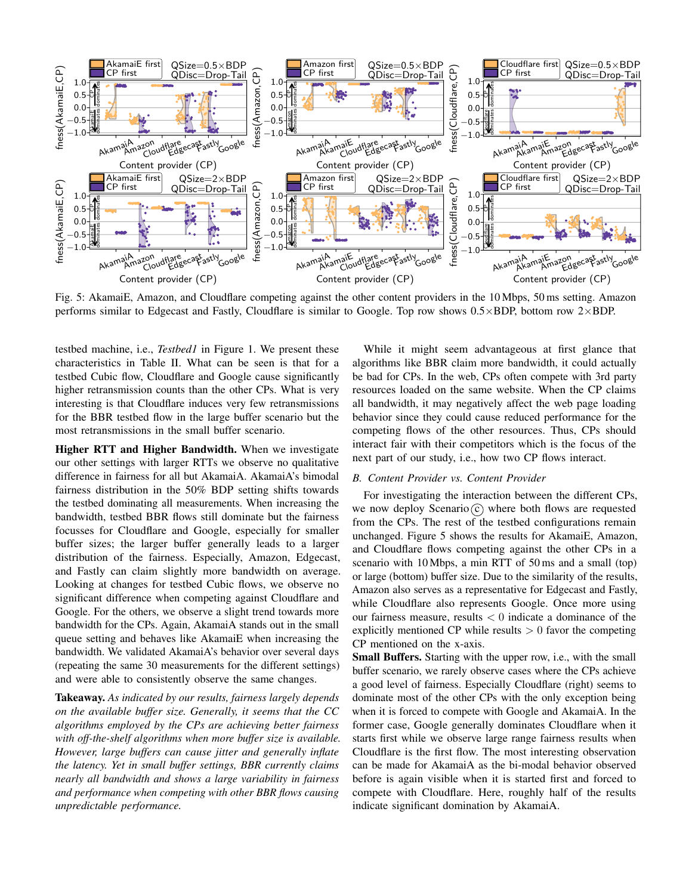Fig. 5: AkamaiE, Amazon, and Cloudflare competing against the other content providers in the 10 Mbps, 50 ms setting. Amazon performs similar to Edgecast and Fastly, Cloudflare is similar to Google. Top row shows 0.5×BDP, bottom row 2×BDP.

testbed machine, i.e., *Testbed1* in Figure 1. We present these characteristics in Table II. What can be seen is that for a testbed Cubic flow, Cloudflare and Google cause significantly higher retransmission counts than the other CPs. What is very interesting is that Cloudflare induces very few retransmissions for the BBR testbed flow in the large buffer scenario but the most retransmissions in the small buffer scenario.

**Higher RTT and Higher Bandwidth.** When we investigate our other settings with larger RTTs we observe no qualitative difference in fairness for all but AkamaiA. AkamaiA's bimodal fairness distribution in the 50% BDP setting shifts towards the testbed dominating all measurements. When increasing the bandwidth, testbed BBR flows still dominate but the fairness focusses for Cloudflare and Google, especially for smaller buffer sizes; the larger buffer generally leads to a larger distribution of the fairness. Especially, Amazon, Edgecast, and Fastly can claim slightly more bandwidth on average. Looking at changes for testbed Cubic flows, we observe no significant difference when competing against Cloudflare and Google. For the others, we observe a slight trend towards more bandwidth for the CPs. Again, AkamaiA stands out in the small queue setting and behaves like AkamaiE when increasing the bandwidth. We validated AkamaiA's behavior over several days (repeating the same 30 measurements for the different settings) and were able to consistently observe the same changes.

**Takeaway.** *As indicated by our results, fairness largely depends on the available buffer size. Generally, it seems that the CC algorithms employed by the CPs are achieving better fairness with off-the-shelf algorithms when more buffer size is available. However, large buffers can cause jitter and generally inflate the latency. Yet in small buffer settings, BBR currently claims nearly all bandwidth and shows a large variability in fairness and performance when competing with other BBR flows causing unpredictable performance.*

While it might seem advantageous at first glance that algorithms like BBR claim more bandwidth, it could actually be bad for CPs. In the web, CPs often compete with 3rd party resources loaded on the same website. When the CP claims all bandwidth, it may negatively affect the web page loading behavior since they could cause reduced performance for the competing flows of the other resources. Thus, CPs should interact fair with their competitors which is the focus of the next part of our study, i.e., how two CP flows interact.

## *B. Content Provider vs. Content Provider*

For investigating the interaction between the different CPs, we now deploy Scenario ⓒ where both flows are requested from the CPs. The rest of the testbed configurations remain unchanged. Figure 5 shows the results for AkamaiE, Amazon, and Cloudflare flows competing against the other CPs in a scenario with 10 Mbps, a min RTT of 50 ms and a small (top) or large (bottom) buffer size. Due to the similarity of the results, Amazon also serves as a representative for Edgecast and Fastly, while Cloudflare also represents Google. Once more using our fairness measure, results $< 0$ indicate a dominance of the explicitly mentioned CP while results $> 0$ favor the competing CP mentioned on the x-axis.

**Small Buffers.** Starting with the upper row, i.e., with the small buffer scenario, we rarely observe cases where the CPs achieve a good level of fairness. Especially Cloudflare (right) seems to dominate most of the other CPs with the only exception being when it is forced to compete with Google and AkamaiA. In the former case, Google generally dominates Cloudflare when it starts first while we observe large range fairness results when Cloudflare is the first flow. The most interesting observation can be made for AkamaiA as the bi-modal behavior observed before is again visible when it is started first and forced to compete with Cloudflare. Here, roughly half of the results indicate significant domination by AkamaiA.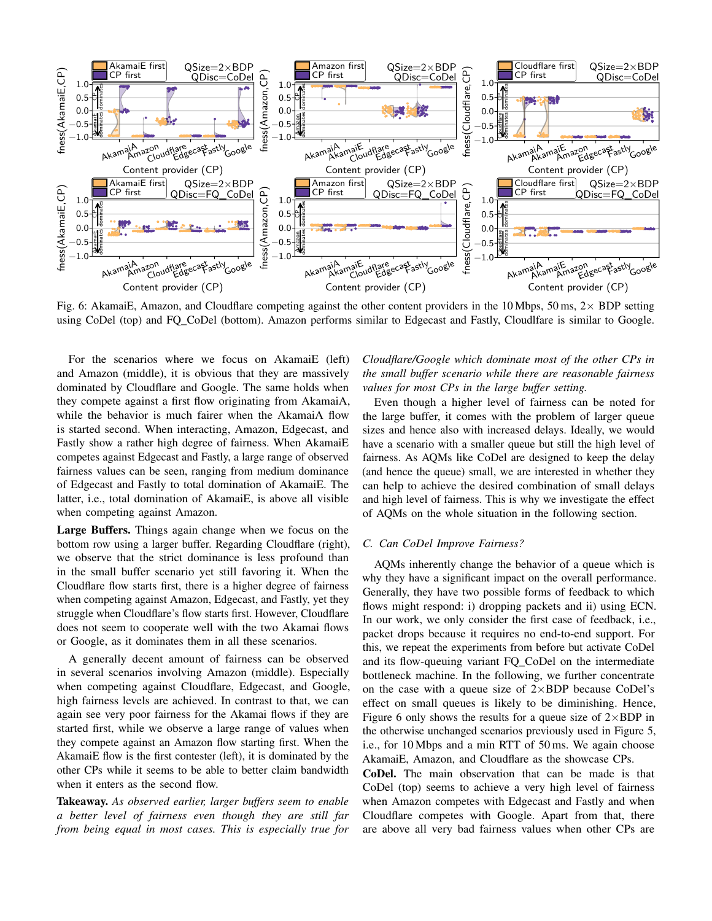Fig. 6: AkamaiE, Amazon, and Cloudflare competing against the other content providers in the 10 Mbps, 50 ms, 2× BDP setting using CoDel (top) and FQ_CoDel (bottom). Amazon performs similar to Edgecast and Fastly, Cloudlfare is similar to Google.

For the scenarios where we focus on AkamaiE (left) and Amazon (middle), it is obvious that they are massively dominated by Cloudflare and Google. The same holds when they compete against a first flow originating from AkamaiA, while the behavior is much fairer when the AkamaiA flow is started second. When interacting, Amazon, Edgecast, and Fastly show a rather high degree of fairness. When AkamaiE competes against Edgecast and Fastly, a large range of observed fairness values can be seen, ranging from medium dominance of Edgecast and Fastly to total domination of AkamaiE. The latter, i.e., total domination of AkamaiE, is above all visible when competing against Amazon.

**Large Buffers.** Things again change when we focus on the bottom row using a larger buffer. Regarding Cloudflare (right), we observe that the strict dominance is less profound than in the small buffer scenario yet still favoring it. When the Cloudflare flow starts first, there is a higher degree of fairness when competing against Amazon, Edgecast, and Fastly, yet they struggle when Cloudflare's flow starts first. However, Cloudflare does not seem to cooperate well with the two Akamai flows or Google, as it dominates them in all these scenarios.

A generally decent amount of fairness can be observed in several scenarios involving Amazon (middle). Especially when competing against Cloudflare, Edgecast, and Google, high fairness levels are achieved. In contrast to that, we can again see very poor fairness for the Akamai flows if they are started first, while we observe a large range of values when they compete against an Amazon flow starting first. When the AkamaiE flow is the first contester (left), it is dominated by the other CPs while it seems to be able to better claim bandwidth when it enters as the second flow.

**Takeaway.** *As observed earlier, larger buffers seem to enable a better level of fairness even though they are still far from being equal in most cases. This is especially true for Cloudflare/Google which dominate most of the other CPs in the small buffer scenario while there are reasonable fairness values for most CPs in the large buffer setting.*

Even though a higher level of fairness can be noted for the large buffer, it comes with the problem of larger queue sizes and hence also with increased delays. Ideally, we would have a scenario with a smaller queue but still the high level of fairness. As AQMs like CoDel are designed to keep the delay (and hence the queue) small, we are interested in whether they can help to achieve the desired combination of small delays and high level of fairness. This is why we investigate the effect of AQMs on the whole situation in the following section.

### C. Can CoDel Improve Fairness?

AQMs inherently change the behavior of a queue which is why they have a significant impact on the overall performance. Generally, they have two possible forms of feedback to which flows might respond: i) dropping packets and ii) using ECN. In our work, we only consider the first case of feedback, i.e., packet drops because it requires no end-to-end support. For this, we repeat the experiments from before but activate CoDel and its flow-queuing variant FQ_CoDel on the intermediate bottleneck machine. In the following, we further concentrate on the case with a queue size of 2×BDP because CoDel's effect on small queues is likely to be diminishing. Hence, Figure 6 only shows the results for a queue size of 2×BDP in the otherwise unchanged scenarios previously used in Figure 5, i.e., for 10 Mbps and a min RTT of 50 ms. We again choose AkamaiE, Amazon, and Cloudflare as the showcase CPs.

**CoDel.** The main observation that can be made is that CoDel (top) seems to achieve a very high level of fairness when Amazon competes with Edgecast and Fastly and when Cloudflare competes with Google. Apart from that, there are above all very bad fairness values when other CPs are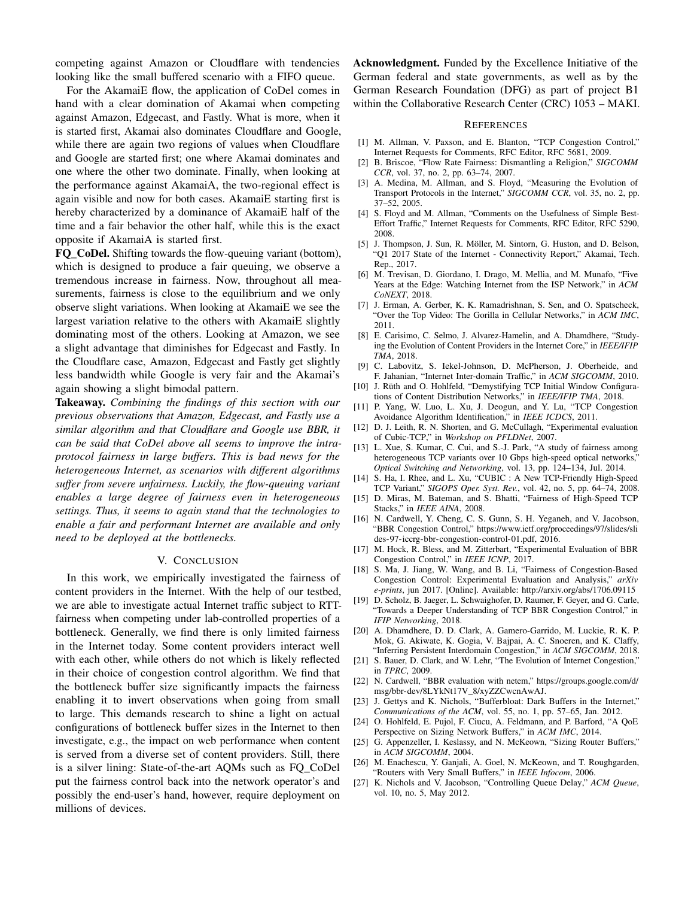competing against Amazon or Cloudflare with tendencies looking like the small buffered scenario with a FIFO queue.

For the AkamaiE flow, the application of CoDel comes in hand with a clear domination of Akamai when competing against Amazon, Edgecast, and Fastly. What is more, when it is started first, Akamai also dominates Cloudflare and Google, while there are again two regions of values when Cloudflare and Google are started first; one where Akamai dominates and one where the other two dominate. Finally, when looking at the performance against AkamaiA, the two-regional effect is again visible and now for both cases. AkamaiE starting first is hereby characterized by a dominance of AkamaiE half of the time and a fair behavior the other half, while this is the exact opposite if AkamaiA is started first.

**FQ_CoDel.** Shifting towards the flow-queuing variant (bottom), which is designed to produce a fair queuing, we observe a tremendous increase in fairness. Now, throughout all measurements, fairness is close to the equilibrium and we only observe slight variations. When looking at AkamaiE we see the largest variation relative to the others with AkamaiE slightly dominating most of the others. Looking at Amazon, we see a slight advantage that diminishes for Edgecast and Fastly. In the Cloudflare case, Amazon, Edgecast and Fastly get slightly less bandwidth while Google is very fair and the Akamai's again showing a slight bimodal pattern.

**Takeaway.** *Combining the findings of this section with our previous observations that Amazon, Edgecast, and Fastly use a similar algorithm and that Cloudflare and Google use BBR, it can be said that CoDel above all seems to improve the intra-protocol fairness in large buffers. This is bad news for the heterogeneous Internet, as scenarios with different algorithms suffer from severe unfairness. Luckily, the flow-queuing variant enables a large degree of fairness even in heterogeneous settings. Thus, it seems to again stand that the technologies to enable a fair and performant Internet are available and only need to be deployed at the bottlenecks.*

## V. Conclusion

In this work, we empirically investigated the fairness of content providers in the Internet. With the help of our testbed, we are able to investigate actual Internet traffic subject to RTT-fairness when competing under lab-controlled properties of a bottleneck. Generally, we find there is only limited fairness in the Internet today. Some content providers interact well with each other, while others do not which is likely reflected in their choice of congestion control algorithm. We find that the bottleneck buffer size significantly impacts the fairness enabling it to invert observations when going from small to large. This demands research to shine a light on actual configurations of bottleneck buffer sizes in the Internet to then investigate, e.g., the impact on web performance when content is served from a diverse set of content providers. Still, there is a silver lining: State-of-the-art AQMs such as FQ_CoDel put the fairness control back into the network operator's and possibly the end-user's hand, however, require deployment on millions of devices.

**Acknowledgment.** Funded by the Excellence Initiative of the German federal and state governments, as well as by the German Research Foundation (DFG) as part of project B1 within the Collaborative Research Center (CRC) 1053 – MAKI.

## References

[1] M. Allman, V. Paxson, and E. Blanton, "TCP Congestion Control," Internet Requests for Comments, RFC Editor, RFC 5681, 2009.

[2] B. Briscoe, "Flow Rate Fairness: Dismantling a Religion," *SIGCOMM CCR*, vol. 37, no. 2, pp. 63–74, 2007.

[3] A. Medina, M. Allman, and S. Floyd, "Measuring the Evolution of Transport Protocols in the Internet," *SIGCOMM CCR*, vol. 35, no. 2, pp. 37–52, 2005.

[4] S. Floyd and M. Allman, "Comments on the Usefulness of Simple Best-Effort Traffic," Internet Requests for Comments, RFC Editor, RFC 5290, 2008.

[5] J. Thompson, J. Sun, R. Möller, M. Sintorn, G. Huston, and D. Belson, "Q1 2017 State of the Internet - Connectivity Report," Akamai, Tech. Rep., 2017.

[6] M. Trevisan, D. Giordano, I. Drago, M. Mellia, and M. Munafo, "Five Years at the Edge: Watching Internet from the ISP Network," in *ACM CoNEXT*, 2018.

[7] J. Erman, A. Gerber, K. K. Ramadrishnan, S. Sen, and O. Spatscheck, "Over the Top Video: The Gorilla in Cellular Networks," in *ACM IMC*, 2011.

[8] E. Carisimo, C. Selmo, J. Alvarez-Hamelin, and A. Dhamdhere, "Studying the Evolution of Content Providers in the Internet Core," in *IEEE/IFIP TMA*, 2018.

[9] C. Labovitz, S. Iekel-Johnson, D. McPherson, J. Oberheide, and F. Jahanian, "Internet Inter-domain Traffic," in *ACM SIGCOMM*, 2010.

[10] J. Rüth and O. Hohlfeld, "Demystifying TCP Initial Window Configurations of Content Distribution Networks," in *IEEE/IFIP TMA*, 2018.

[11] P. Yang, W. Luo, L. Xu, J. Deogun, and Y. Lu, "TCP Congestion Avoidance Algorithm Identification," in *IEEE ICDCS*, 2011.

[12] D. J. Leith, R. N. Shorten, and G. McCullagh, "Experimental evaluation of Cubic-TCP," in *Workshop on PFLDNet*, 2007.

[13] L. Xue, S. Kumar, C. Cui, and S.-J. Park, "A study of fairness among heterogeneous TCP variants over 10 Gbps high-speed optical networks," *Optical Switching and Networking*, vol. 13, pp. 124–134, Jul. 2014.

[14] S. Ha, I. Rhee, and L. Xu, "CUBIC : A New TCP-Friendly High-Speed TCP Variant," *SIGOPS Oper. Syst. Rev.*, vol. 42, no. 5, pp. 64–74, 2008.

[15] D. Miras, M. Bateman, and S. Bhatti, "Fairness of High-Speed TCP Stacks," in *IEEE AINA*, 2008.

[16] N. Cardwell, Y. Cheng, C. S. Gunn, S. H. Yeganeh, and V. Jacobson, "BBR Congestion Control," https://www.ietf.org/proceedings/97/slides/slides-97-iccrg-bbr-congestion-control-01.pdf, 2016.

[17] M. Hock, R. Bless, and M. Zitterbart, "Experimental Evaluation of BBR Congestion Control," in *IEEE ICNP*, 2017.

[18] S. Ma, J. Jiang, W. Wang, and B. Li, "Fairness of Congestion-Based Congestion Control: Experimental Evaluation and Analysis," *arXiv e-prints*, jun 2017. [Online]. Available: http://arxiv.org/abs/1706.09115

[19] D. Scholz, B. Jaeger, L. Schwaighofer, D. Raumer, F. Geyer, and G. Carle, "Towards a Deeper Understanding of TCP BBR Congestion Control," in *IFIP Networking*, 2018.

[20] A. Dhamdhere, D. D. Clark, A. Gamero-Garrido, M. Luckie, R. K. P. Mok, G. Akiwate, K. Gogia, V. Bajpai, A. C. Snoeren, and K. Claffy, "Inferring Persistent Interdomain Congestion," in *ACM SIGCOMM*, 2018.

[21] S. Bauer, D. Clark, and W. Lehr, "The Evolution of Internet Congestion," in *TPRC*, 2009.

[22] N. Cardwell, "BBR evaluation with netem," https://groups.google.com/d/msg/bbr-dev/8LYkNt17V_8/xyZZCwcnAwAJ.

[23] J. Gettys and K. Nichols, "Bufferbloat: Dark Buffers in the Internet," *Communications of the ACM*, vol. 55, no. 1, pp. 57–65, Jan. 2012.

[24] O. Hohlfeld, E. Pujol, F. Ciucu, A. Feldmann, and P. Barford, "A QoE Perspective on Sizing Network Buffers," in *ACM IMC*, 2014.

[25] G. Appenzeller, I. Keslassy, and N. McKeown, "Sizing Router Buffers," in *ACM SIGCOMM*, 2004.

[26] M. Enachescu, Y. Ganjali, A. Goel, N. McKeown, and T. Roughgarden, "Routers with Very Small Buffers," in *IEEE Infocom*, 2006.

[27] K. Nichols and V. Jacobson, "Controlling Queue Delay," *ACM Queue*, vol. 10, no. 5, May 2012.